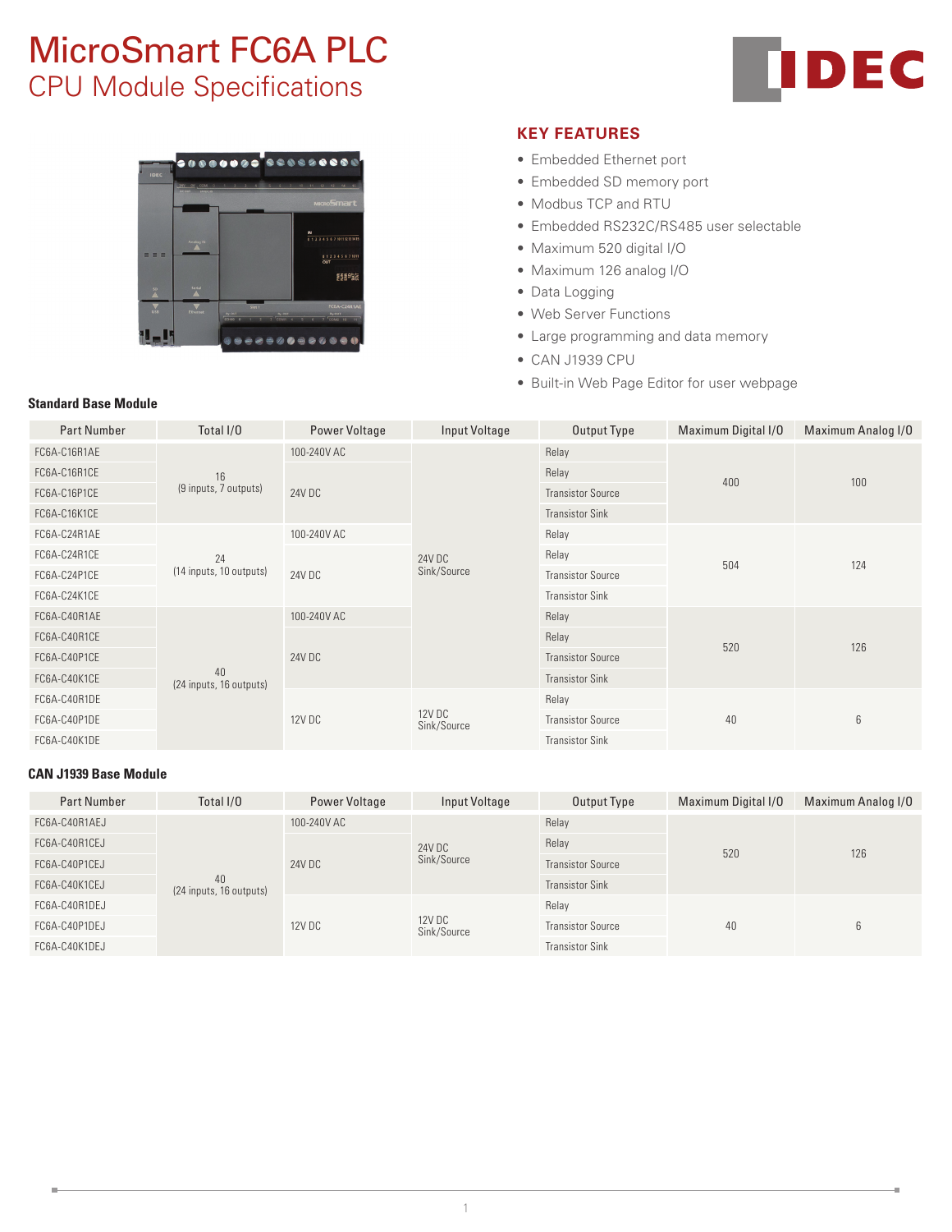# MicroSmart FC6A PLC

## CPU Module Specifications

### KEY FEATURES

- Embedded Ethernet port
- Embedded SD memory port
- Modbus TCP and RTU
- Embedded RS232C/RS485 user selectable
- Maximum 520 digital I/O
- Maximum 126 analog I/O
- Data Logging
- Web Server Functions
- Large programming and data memory
- CAN J1939 CPU
- Built-in Web Page Editor for user webpage

**Standard Base Module**

| Part Number | Total I/O | Power Voltage | Input Voltage | Output Type | Maximum Digital I/O | Maximum Analog I/O |
|---|---|---|---|---|---|---|
| FC6A-C16R1AE | 16 (9 inputs, 7 outputs) | 100-240V AC | 24V DC Sink/Source | Relay | 400 | 100 |
| FC6A-C16R1CE | | 24V DC | | Relay | | |
| FC6A-C16P1CE | | | | Transistor Source | | |
| FC6A-C16K1CE | | | | Transistor Sink | | |
| FC6A-C24R1AE | 24 (14 inputs, 10 outputs) | 100-240V AC | | Relay | 504 | 124 |
| FC6A-C24R1CE | | 24V DC | | Relay | | |
| FC6A-C24P1CE | | | | Transistor Source | | |
| FC6A-C24K1CE | | | | Transistor Sink | | |
| FC6A-C40R1AE | 40 (24 inputs, 16 outputs) | 100-240V AC | | Relay | 520 | 126 |
| FC6A-C40R1CE | | 24V DC | | Relay | | |
| FC6A-C40P1CE | | | | Transistor Source | | |
| FC6A-C40K1CE | | | | Transistor Sink | | |
| FC6A-C40R1DE | | 12V DC | 12V DC Sink/Source | Relay | 40 | 6 |
| FC6A-C40P1DE | | | | Transistor Source | | |
| FC6A-C40K1DE | | | | Transistor Sink | | |

**CAN J1939 Base Module**

| Part Number | Total I/O | Power Voltage | Input Voltage | Output Type | Maximum Digital I/O | Maximum Analog I/O |
|---|---|---|---|---|---|---|
| FC6A-C40R1AEJ | 40 (24 inputs, 16 outputs) | 100-240V AC | 24V DC Sink/Source | Relay | 520 | 126 |
| FC6A-C40R1CEJ | | 24V DC | | Relay | | |
| FC6A-C40P1CEJ | | | | Transistor Source | | |
| FC6A-C40K1CEJ | | | | Transistor Sink | | |
| FC6A-C40R1DEJ | | 12V DC | 12V DC Sink/Source | Relay | 40 | 6 |
| FC6A-C40P1DEJ | | | | Transistor Source | | |
| FC6A-C40K1DEJ | | | | Transistor Sink | | |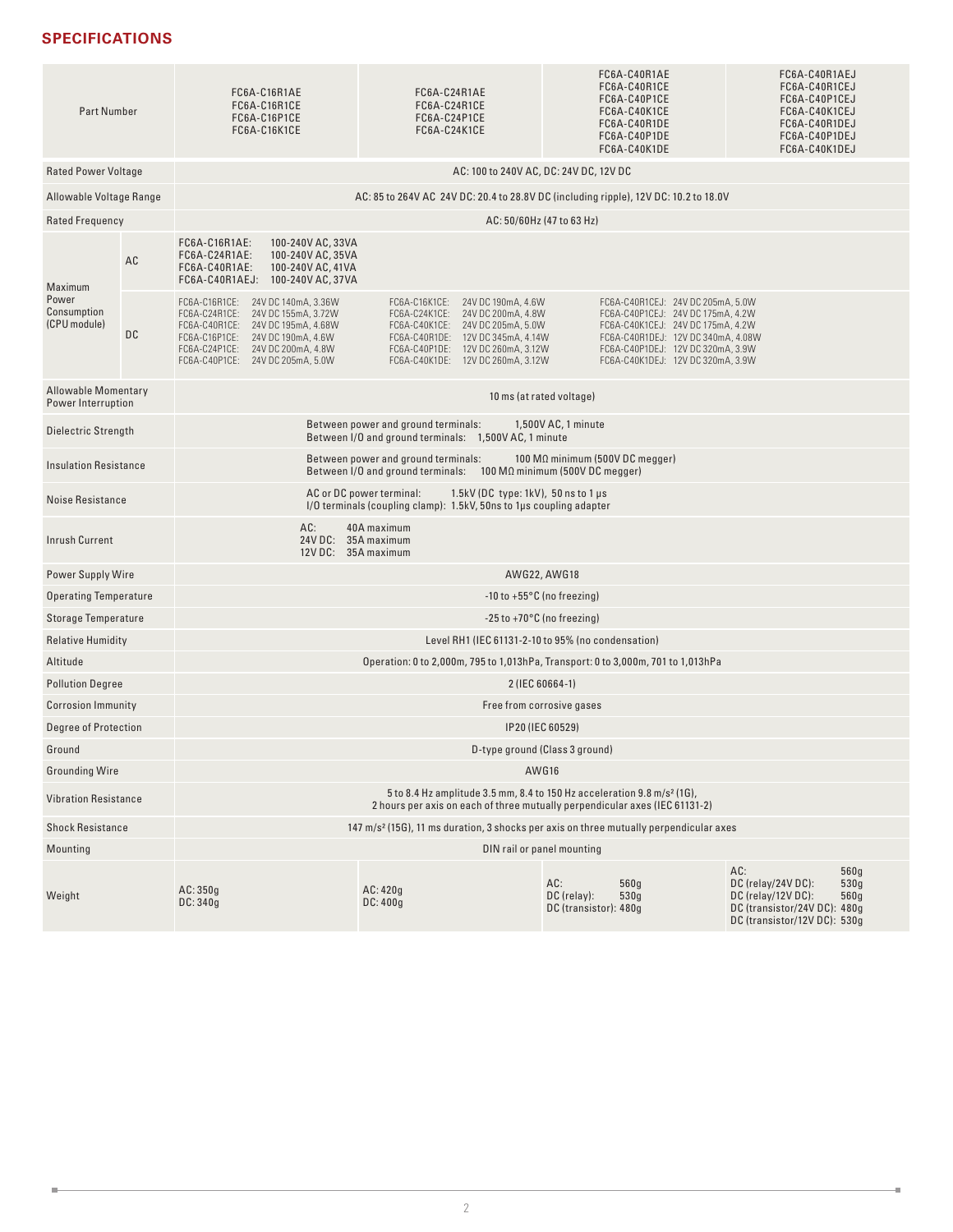## SPECIFICATIONS

| Part Number | | FC6A-C16R1AE<br>FC6A-C16R1CE<br>FC6A-C16P1CE<br>FC6A-C16K1CE | FC6A-C24R1AE<br>FC6A-C24R1CE<br>FC6A-C24P1CE<br>FC6A-C24K1CE | FC6A-C40R1AE<br>FC6A-C40R1CE<br>FC6A-C40P1CE<br>FC6A-C40K1CE<br>FC6A-C40R1DE<br>FC6A-C40P1DE<br>FC6A-C40K1DE | FC6A-C40R1AEJ<br>FC6A-C40R1CEJ<br>FC6A-C40P1CEJ<br>FC6A-C40K1CEJ<br>FC6A-C40R1DEJ<br>FC6A-C40P1DEJ<br>FC6A-C40K1DEJ |
|---|---|---|---|---|---|
| Rated Power Voltage | | AC: 100 to 240V AC, DC: 24V DC, 12V DC | | | |
| Allowable Voltage Range | | AC: 85 to 264V AC 24V DC: 20.4 to 28.8V DC (including ripple), 12V DC: 10.2 to 18.0V | | | |
| Rated Frequency | | AC: 50/60Hz (47 to 63 Hz) | | | |
| Maximum Power Consumption (CPU module) | AC | FC6A-C16R1AE: 100-240V AC, 33VA<br>FC6A-C24R1AE: 100-240V AC, 35VA<br>FC6A-C40R1AE: 100-240V AC, 41VA<br>FC6A-C40R1AEJ: 100-240V AC, 37VA | | | |
| | DC | FC6A-C16R1CE: 24V DC 140mA, 3.36W<br>FC6A-C24R1CE: 24V DC 155mA, 3.72W<br>FC6A-C40R1CE: 24V DC 195mA, 4.68W<br>FC6A-C16P1CE: 24V DC 190mA, 4.6W<br>FC6A-C24P1CE: 24V DC 200mA, 4.8W<br>FC6A-C40P1CE: 24V DC 205mA, 5.0W | FC6A-C16K1CE: 24V DC 190mA, 4.6W<br>FC6A-C24K1CE: 24V DC 200mA, 4.8W<br>FC6A-C40K1CE: 24V DC 205mA, 5.0W<br>FC6A-C40R1DE: 12V DC 345mA, 4.14W<br>FC6A-C40P1DE: 12V DC 260mA, 3.12W<br>FC6A-C40K1DE: 12V DC 260mA, 3.12W | FC6A-C40R1CEJ: 24V DC 205mA, 5.0W<br>FC6A-C40P1CEJ: 24V DC 175mA, 4.2W<br>FC6A-C40K1CEJ: 24V DC 175mA, 4.2W<br>FC6A-C40R1DEJ: 12V DC 340mA, 4.08W<br>FC6A-C40P1DEJ: 12V DC 320mA, 3.9W<br>FC6A-C40K1DEJ: 12V DC 320mA, 3.9W | |
| Allowable Momentary Power Interruption | | 10 ms (at rated voltage) | | | |
| Dielectric Strength | | Between power and ground terminals: 1,500V AC, 1 minute<br>Between I/O and ground terminals: 1,500V AC, 1 minute | | | |
| Insulation Resistance | | Between power and ground terminals: 100 MΩ minimum (500V DC megger)<br>Between I/O and ground terminals: 100 MΩ minimum (500V DC megger) | | | |
| Noise Resistance | | AC or DC power terminal: 1.5kV (DC type: 1kV), 50 ns to 1 µs<br>I/O terminals (coupling clamp): 1.5kV, 50ns to 1µs coupling adapter | | | |
| Inrush Current | | AC: 40A maximum<br>24V DC: 35A maximum<br>12V DC: 35A maximum | | | |
| Power Supply Wire | | AWG22, AWG18 | | | |
| Operating Temperature | | -10 to +55°C (no freezing) | | | |
| Storage Temperature | | -25 to +70°C (no freezing) | | | |
| Relative Humidity | | Level RH1 (IEC 61131-2-10 to 95% (no condensation) | | | |
| Altitude | | Operation: 0 to 2,000m, 795 to 1,013hPa, Transport: 0 to 3,000m, 701 to 1,013hPa | | | |
| Pollution Degree | | 2 (IEC 60664-1) | | | |
| Corrosion Immunity | | Free from corrosive gases | | | |
| Degree of Protection | | IP20 (IEC 60529) | | | |
| Ground | | D-type ground (Class 3 ground) | | | |
| Grounding Wire | | AWG16 | | | |
| Vibration Resistance | | 5 to 8.4 Hz amplitude 3.5 mm, 8.4 to 150 Hz acceleration 9.8 m/s² (1G),<br>2 hours per axis on each of three mutually perpendicular axes (IEC 61131-2) | | | |
| Shock Resistance | | 147 m/s² (15G), 11 ms duration, 3 shocks per axis on three mutually perpendicular axes | | | |
| Mounting | | DIN rail or panel mounting | | | |
| Weight | | AC: 350g<br>DC: 340g | AC: 420g<br>DC: 400g | AC: 560g<br>DC (relay): 530g<br>DC (transistor): 480g | AC: 560g<br>DC (relay/24V DC): 530g<br>DC (relay/12V DC): 560g<br>DC (transistor/24V DC): 480g<br>DC (transistor/12V DC): 530g |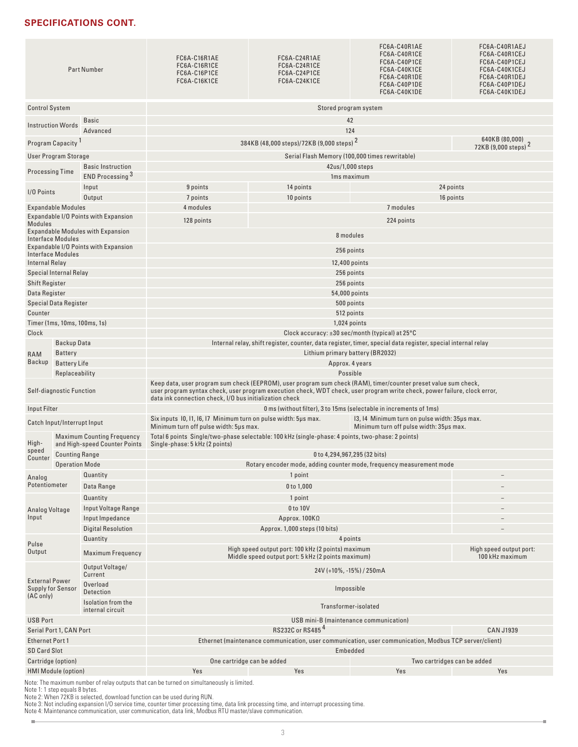## SPECIFICATIONS CONT.

| Part Number | | FC6A-C16R1AE<br>FC6A-C16R1CE<br>FC6A-C16P1CE<br>FC6A-C16K1CE | FC6A-C24R1AE<br>FC6A-C24R1CE<br>FC6A-C24P1CE<br>FC6A-C24K1CE | FC6A-C40R1AE<br>FC6A-C40R1CE<br>FC6A-C40P1CE<br>FC6A-C40K1CE<br>FC6A-C40R1DE<br>FC6A-C40P1DE<br>FC6A-C40K1DE | FC6A-C40R1AEJ<br>FC6A-C40R1CEJ<br>FC6A-C40P1CEJ<br>FC6A-C40K1CEJ<br>FC6A-C40R1DEJ<br>FC6A-C40P1DEJ<br>FC6A-C40K1DEJ |
|---|---|---|---|---|---|
| Control System | | Stored program system | | | |
| Instruction Words | Basic | 42 | | | |
| | Advanced | 124 | | | |
| Program Capacity [1] | | 384KB (48,000 steps)/72KB (9,000 steps) [2] | | | 640KB (80,000) 72KB (9,000 steps) [2] |
| User Program Storage | | Serial Flash Memory (100,000 times rewritable) | | | |
| Processing Time | Basic Instruction | 42us/1,000 steps | | | |
| | END Processing [3] | 1ms maximum | | | |
| I/O Points | Input | 9 points | 14 points | 24 points | |
| | Output | 7 points | 10 points | 16 points | |
| Expandable Modules | | 4 modules | 7 modules | | |
| Expandable I/O Points with Expansion Modules | | 128 points | 224 points | | |
| Expandable Modules with Expansion Interface Modules | | 8 modules | | | |
| Expandable I/O Points with Expansion Interface Modules | | 256 points | | | |
| Internal Relay | | 12,400 points | | | |
| Special Internal Relay | | 256 points | | | |
| Shift Register | | 256 points | | | |
| Data Register | | 54,000 points | | | |
| Special Data Register | | 500 points | | | |
| Counter | | 512 points | | | |
| Timer (1ms, 10ms, 100ms, 1s) | | 1,024 points | | | |
| Clock | | Clock accuracy: ±30 sec/month (typical) at 25°C | | | |
| RAM Backup | Backup Data | Internal relay, shift register, counter, data register, timer, special data register, special internal relay | | | |
| | Battery | Lithium primary battery (BR2032) | | | |
| | Battery Life | Approx. 4 years | | | |
| | Replaceability | Possible | | | |
| Self-diagnostic Function | | Keep data, user program sum check (EEPROM), user program sum check (RAM), timer/counter preset value sum check, user program syntax check, user program execution check, WDT check, user program write check, power failure, clock error, data ink connection check, I/O bus initialization check | | | |
| Input Filter | | 0 ms (without filter), 3 to 15ms (selectable in increments of 1ms) | | | |
| Catch Input/Interrupt Input | | Six inputs I0, I1, I6, I7 Minimum turn on pulse width: 5μs max. Minimum turn off pulse width: 5μs max. | | I3, I4 Minimum turn on pulse width: 35μs max. Minimum turn off pulse width: 35μs max. | |
| High-speed Counter | Maximum Counting Frequency and High-speed Counter Points | Total 6 points Single/two-phase selectable: 100 kHz (single-phase: 4 points, two-phase: 2 points) Single-phase: 5 kHz (2 points) | | | |
| | Counting Range | 0 to 4,294,967,295 (32 bits) | | | |
| | Operation Mode | Rotary encoder mode, adding counter mode, frequency measurement mode | | | |
| Analog Potentiometer | Quantity | 1 point | | | – |
| | Data Range | 0 to 1,000 | | | – |
| Analog Voltage Input | Quantity | 1 point | | | – |
| | Input Voltage Range | 0 to 10V | | | – |
| | Input Impedance | Approx. 100KΩ | | | – |
| | Digital Resolution | Approx. 1,000 steps (10 bits) | | | – |
| Pulse Output | Quantity | 4 points | | | |
| | Maximum Frequency | High speed output port: 100 kHz (2 points) maximum Middle speed output port: 5 kHz (2 points maximum) | | | High speed output port: 100 kHz maximum |
| External Power Supply for Sensor (AC only) | Output Voltage/ Current | 24V (+10%, -15%) / 250mA | | | |
| | Overload Detection | Impossible | | | |
| | Isolation from the internal circuit | Transformer-isolated | | | |
| USB Port | | USB mini-B (maintenance communication) | | | |
| Serial Port 1, CAN Port | | RS232C or RS485 [4] | | | CAN J1939 |
| Ethernet Port 1 | | Ethernet (maintenance communication, user communication, user communication, Modbus TCP server/client) | | | |
| SD Card Slot | | Embedded | | | |
| Cartridge (option) | | One cartridge can be added | | Two cartridges can be added | |
| HMI Module (option) | | Yes | Yes | Yes | Yes |

Note: The maximum number of relay outputs that can be turned on simultaneously is limited.
Note 1: 1 step equals 8 bytes.
Note 2: When 72KB is selected, download function can be used during RUN.
Note 3: Not including expansion I/O service time, counter timer processing time, data link processing time, and interrupt processing time.
Note 4: Maintenance communication, user communication, data link, Modbus RTU master/slave communication.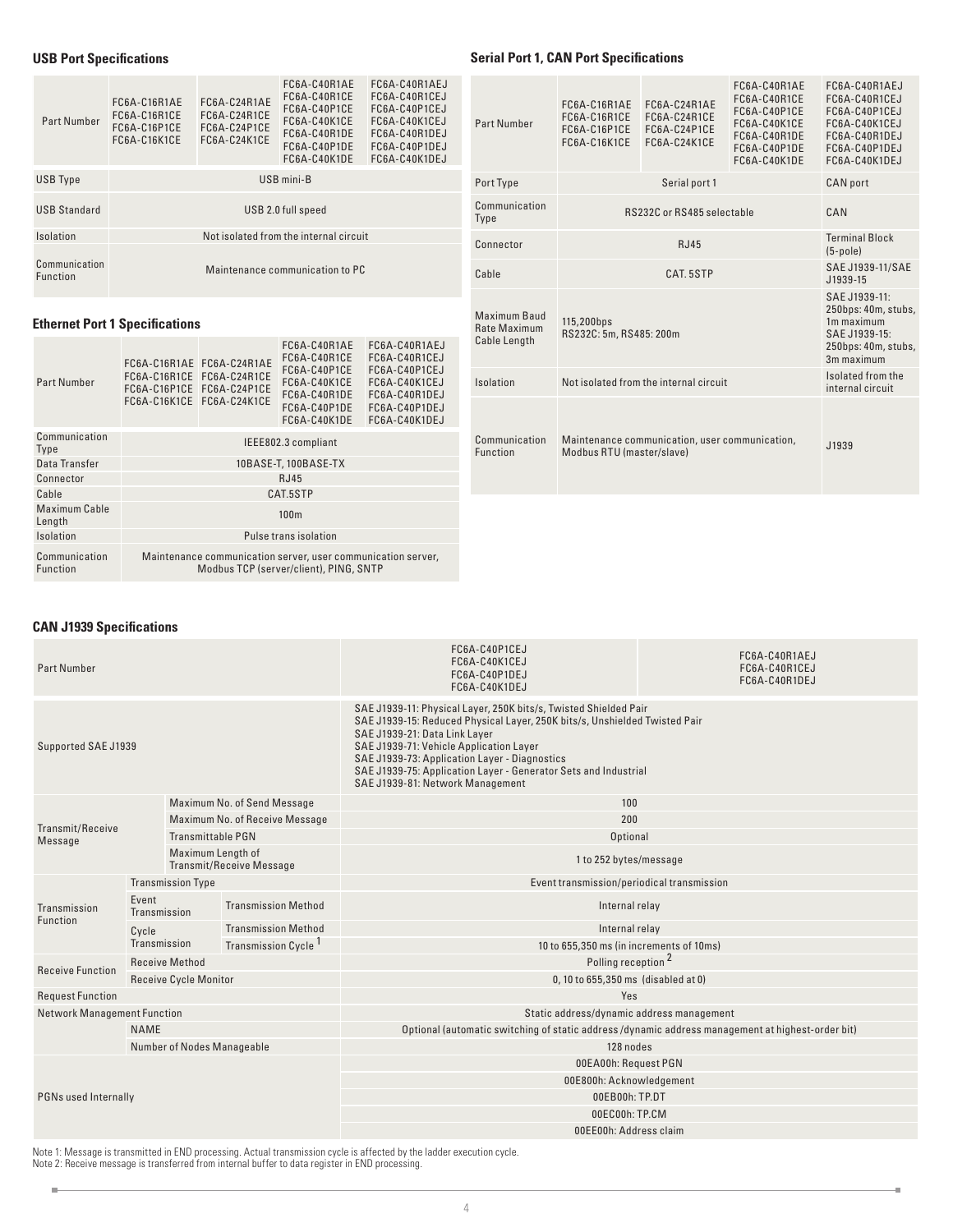### USB Port Specifications

| Part Number | FC6A-C16R1AE FC6A-C16R1CE FC6A-C16P1CE FC6A-C16K1CE | FC6A-C24R1AE FC6A-C24R1CE FC6A-C24P1CE FC6A-C24K1CE | FC6A-C40R1AE FC6A-C40R1CE FC6A-C40P1CE FC6A-C40K1CE FC6A-C40R1DE FC6A-C40P1DE FC6A-C40K1DE | FC6A-C40R1AEJ FC6A-C40R1CEJ FC6A-C40P1CEJ FC6A-C40K1CEJ FC6A-C40R1DEJ FC6A-C40P1DEJ FC6A-C40K1DEJ |
|---|---|---|---|---|
| USB Type | USB mini-B | | | |
| USB Standard | USB 2.0 full speed | | | |
| Isolation | Not isolated from the internal circuit | | | |
| Communication Function | Maintenance communication to PC | | | |

### Ethernet Port 1 Specifications

| Part Number | FC6A-C16R1AE FC6A-C16R1CE FC6A-C16P1CE FC6A-C16K1CE | FC6A-C24R1AE FC6A-C24R1CE FC6A-C24P1CE FC6A-C24K1CE | FC6A-C40R1AE FC6A-C40R1CE FC6A-C40P1CE FC6A-C40K1CE FC6A-C40R1DE FC6A-C40P1DE FC6A-C40K1DE | FC6A-C40R1AEJ FC6A-C40R1CEJ FC6A-C40P1CEJ FC6A-C40K1CEJ FC6A-C40R1DEJ FC6A-C40P1DEJ FC6A-C40K1DEJ |
|---|---|---|---|---|
| Communication Type | IEEE802.3 compliant | | | |
| Data Transfer | 10BASE-T, 100BASE-TX | | | |
| Connector | RJ45 | | | |
| Cable | CAT.5STP | | | |
| Maximum Cable Length | 100m | | | |
| Isolation | Pulse trans isolation | | | |
| Communication Function | Maintenance communication server, user communication server, Modbus TCP (server/client), PING, SNTP | | | |

### Serial Port 1, CAN Port Specifications

| Part Number | FC6A-C16R1AE FC6A-C16R1CE FC6A-C16P1CE FC6A-C16K1CE | FC6A-C24R1AE FC6A-C24R1CE FC6A-C24P1CE FC6A-C24K1CE | FC6A-C40R1AE FC6A-C40R1CE FC6A-C40P1CE FC6A-C40K1CE FC6A-C40R1DE FC6A-C40P1DE FC6A-C40K1DE | FC6A-C40R1AEJ FC6A-C40R1CEJ FC6A-C40P1CEJ FC6A-C40K1CEJ FC6A-C40R1DEJ FC6A-C40P1DEJ FC6A-C40K1DEJ |
|---|---|---|---|---|
| Port Type | Serial port 1 | | | CAN port |
| Communication Type | RS232C or RS485 selectable | | | CAN |
| Connector | RJ45 | | | Terminal Block (5-pole) |
| Cable | CAT. 5STP | | | SAE J1939-11/SAE J1939-15 |
| Maximum Baud Rate Maximum Cable Length | 115,200bps RS232C: 5m, RS485: 200m | | | SAE J1939-11: 250bps: 40m, stubs, 1m maximum SAE J1939-15: 250bps: 40m, stubs, 3m maximum |
| Isolation | Not isolated from the internal circuit | | | Isolated from the internal circuit |
| Communication Function | Maintenance communication, user communication, Modbus RTU (master/slave) | | | J1939 |

### CAN J1939 Specifications

| Part Number | | | FC6A-C40P1CEJ FC6A-C40K1CEJ FC6A-C40P1DEJ FC6A-C40K1DEJ | FC6A-C40R1AEJ FC6A-C40R1CEJ FC6A-C40R1DEJ |
|---|---|---|---|---|
| Supported SAE J1939 | | | SAE J1939-11: Physical Layer, 250K bits/s, Twisted Shielded Pair<br>SAE J1939-15: Reduced Physical Layer, 250K bits/s, Unshielded Twisted Pair<br>SAE J1939-21: Data Link Layer<br>SAE J1939-71: Vehicle Application Layer<br>SAE J1939-73: Application Layer - Diagnostics<br>SAE J1939-75: Application Layer - Generator Sets and Industrial<br>SAE J1939-81: Network Management | |
| Transmit/Receive Message | Maximum No. of Send Message | | 100 | |
| | Maximum No. of Receive Message | | 200 | |
| | Transmittable PGN | | Optional | |
| | Maximum Length of Transmit/Receive Message | | 1 to 252 bytes/message | |
| Transmission Function | Transmission Type | | Event transmission/periodical transmission | |
| | Event Transmission | Transmission Method | Internal relay | |
| | Cycle Transmission | Transmission Method | Internal relay | |
| | | Transmission Cycle [1] | 10 to 655,350 ms (in increments of 10ms) | |
| Receive Function | Receive Method | | Polling reception [2] | |
| | Receive Cycle Monitor | | 0, 10 to 655,350 ms (disabled at 0) | |
| Request Function | | | Yes | |
| Network Management Function | | | Static address/dynamic address management | |
| | NAME | | Optional (automatic switching of static address /dynamic address management at highest-order bit) | |
| | Number of Nodes Manageable | | 128 nodes | |
| PGNs used Internally | | | 00EA00h: Request PGN | |
| | | | 00E800h: Acknowledgement | |
| | | | 00EB00h: TP.DT | |
| | | | 00EC00h: TP.CM | |
| | | | 00EE00h: Address claim | |

Note 1: Message is transmitted in END processing. Actual transmission cycle is affected by the ladder execution cycle.
Note 2: Receive message is transferred from internal buffer to data register in END processing.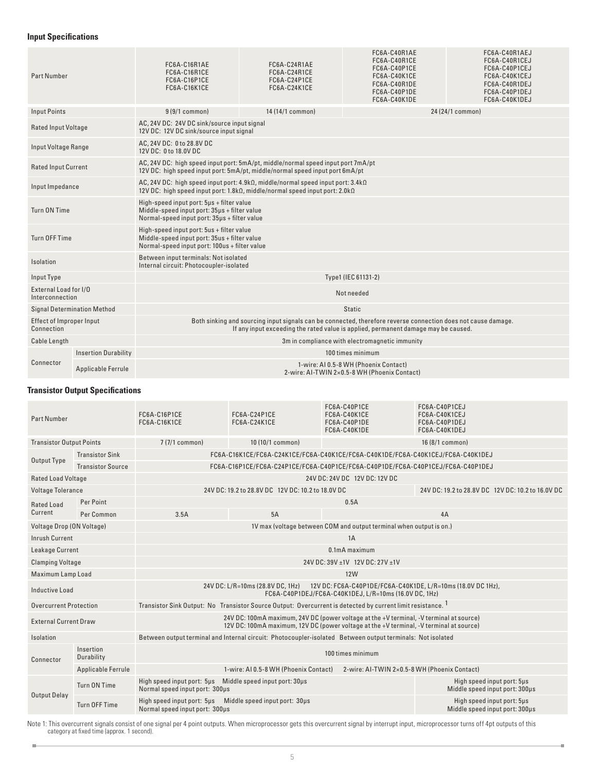### Input Specifications

| Part Number | | FC6A-C16R1AE<br>FC6A-C16R1CE<br>FC6A-C16P1CE<br>FC6A-C16K1CE | FC6A-C24R1AE<br>FC6A-C24R1CE<br>FC6A-C24P1CE<br>FC6A-C24K1CE | FC6A-C40R1AE<br>FC6A-C40R1CE<br>FC6A-C40P1CE<br>FC6A-C40K1CE<br>FC6A-C40R1DE<br>FC6A-C40P1DE<br>FC6A-C40K1DE | FC6A-C40R1AEJ<br>FC6A-C40R1CEJ<br>FC6A-C40P1CEJ<br>FC6A-C40K1CEJ<br>FC6A-C40R1DEJ<br>FC6A-C40P1DEJ<br>FC6A-C40K1DEJ |
|---|---|---|---|---|---|
| Input Points | | 9 (9/1 common) | 14 (14/1 common) | 24 (24/1 common) | |
| Rated Input Voltage | | AC, 24V DC: 24V DC sink/source input signal<br>12V DC: 12V DC sink/source input signal | | | |
| Input Voltage Range | | AC, 24V DC: 0 to 28.8V DC<br>12V DC: 0 to 18.0V DC | | | |
| Rated Input Current | | AC, 24V DC: high speed input port: 5mA/pt, middle/normal speed input port 7mA/pt<br>12V DC: high speed input port: 5mA/pt, middle/normal speed input port 6mA/pt | | | |
| Input Impedance | | AC, 24V DC: high speed input port: 4.9kΩ, middle/normal speed input port: 3.4kΩ<br>12V DC: high speed input port: 1.8kΩ, middle/normal speed input port: 2.0kΩ | | | |
| Turn ON Time | | High-speed input port: 5μs + filter value<br>Middle-speed input port: 35μs + filter value<br>Normal-speed input port: 35μs + filter value | | | |
| Turn OFF Time | | High-speed input port: 5us + filter value<br>Middle-speed input port: 35us + filter value<br>Normal-speed input port: 100us + filter value | | | |
| Isolation | | Between input terminals: Not isolated<br>Internal circuit: Photocoupler-isolated | | | |
| Input Type | | Type1 (IEC 61131-2) | | | |
| External Load for I/O Interconnection | | Not needed | | | |
| Signal Determination Method | | Static | | | |
| Effect of Improper Input Connection | | Both sinking and sourcing input signals can be connected, therefore reverse connection does not cause damage.<br>If any input exceeding the rated value is applied, permanent damage may be caused. | | | |
| Cable Length | | 3m in compliance with electromagnetic immunity | | | |
| Connector | Insertion Durability | 100 times minimum | | | |
| | Applicable Ferrule | 1-wire: AI 0.5-8 WH (Phoenix Contact)<br>2-wire: AI-TWIN 2×0.5-8 WH (Phoenix Contact) | | | |

### Transistor Output Specifications

| Part Number | | FC6A-C16P1CE<br>FC6A-C16K1CE | FC6A-C24P1CE<br>FC6A-C24K1CE | FC6A-C40P1CE<br>FC6A-C40K1CE<br>FC6A-C40P1DE<br>FC6A-C40K1DE | FC6A-C40P1CEJ<br>FC6A-C40K1CEJ<br>FC6A-C40P1DEJ<br>FC6A-C40K1DEJ |
|---|---|---|---|---|---|
| Transistor Output Points | | 7 (7/1 common) | 10 (10/1 common) | 16 (8/1 common) | |
| Output Type | Transistor Sink | FC6A-C16K1CE/FC6A-C24K1CE/FC6A-C40K1CE/FC6A-C40K1DE/FC6A-C40K1CEJ/FC6A-C40K1DEJ | | | |
| | Transistor Source | FC6A-C16P1CE/FC6A-C24P1CE/FC6A-C40P1CE/FC6A-C40P1DE/FC6A-C40P1CEJ/FC6A-C40P1DEJ | | | |
| Rated Load Voltage | | 24V DC: 24V DC 12V DC: 12V DC | | | |
| Voltage Tolerance | | 24V DC: 19.2 to 28.8V DC 12V DC: 10.2 to 18.0V DC | | | 24V DC: 19.2 to 28.8V DC 12V DC: 10.2 to 16.0V DC |
| Rated Load Current | Per Point | 0.5A | | | |
| | Per Common | 3.5A | 5A | 4A | |
| Voltage Drop (ON Voltage) | | 1V max (voltage between COM and output terminal when output is on.) | | | |
| Inrush Current | | 1A | | | |
| Leakage Current | | 0.1mA maximum | | | |
| Clamping Voltage | | 24V DC: 39V ±1V 12V DC: 27V ±1V | | | |
| Maximum Lamp Load | | 12W | | | |
| Inductive Load | | 24V DC: L/R=10ms (28.8V DC, 1Hz) 12V DC: FC6A-C40P1DE/FC6A-C40K1DE, L/R=10ms (18.0V DC 1Hz),<br>FC6A-C40P1DEJ/FC6A-C40K1DEJ, L/R=10ms (16.0V DC, 1Hz) | | | |
| Overcurrent Protection | | Transistor Sink Output: No Transistor Source Output: Overcurrent is detected by current limit resistance. [1] | | | |
| External Current Draw | | 24V DC: 100mA maximum, 24V DC (power voltage at the +V terminal, -V terminal at source)<br>12V DC: 100mA maximum, 12V DC (power voltage at the +V terminal, -V terminal at source) | | | |
| Isolation | | Between output terminal and Internal circuit: Photocoupler-isolated Between output terminals: Not isolated | | | |
| Connector | Insertion Durability | 100 times minimum | | | |
| | Applicable Ferrule | 1-wire: AI 0.5-8 WH (Phoenix Contact) 2-wire: AI-TWIN 2×0.5-8 WH (Phoenix Contact) | | | |
| Output Delay | Turn ON Time | High speed input port: 5μs Middle speed input port: 30μs<br>Normal speed input port: 300μs | | | High speed input port: 5μs<br>Middle speed input port: 300μs |
| | Turn OFF Time | High speed input port: 5μs Middle speed input port: 30μs<br>Normal speed input port: 300μs | | | High speed input port: 5μs<br>Middle speed input port: 300μs |

Note 1: This overcurrent signals consist of one signal per 4 point outputs. When microprocessor gets this overcurrent signal by interrupt input, microprocessor turns off 4pt outputs of this category at fixed time (approx. 1 second).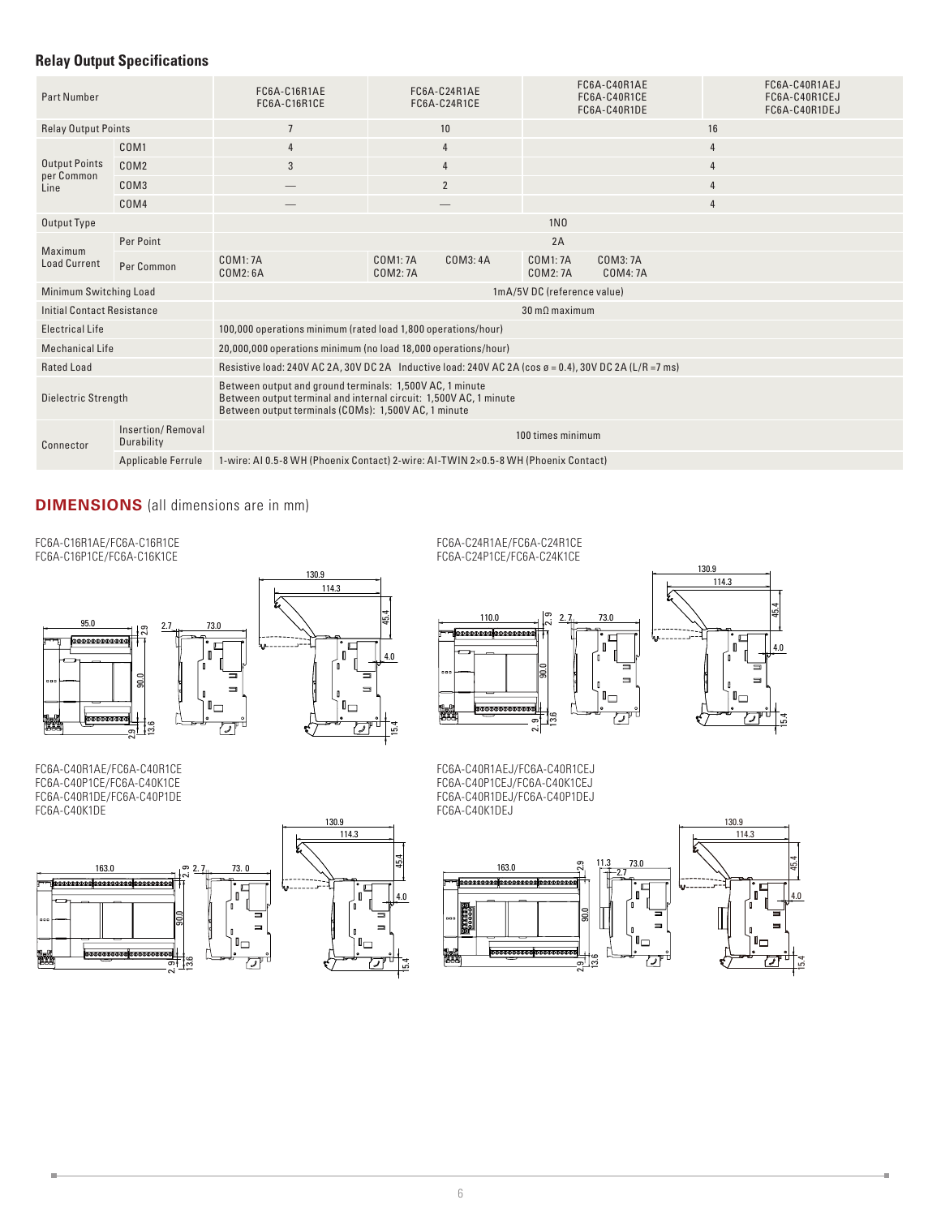### Relay Output Specifications

| Part Number | | FC6A-C16R1AE<br>FC6A-C16R1CE | FC6A-C24R1AE<br>FC6A-C24R1CE | FC6A-C40R1AE<br>FC6A-C40R1CE<br>FC6A-C40R1DE | FC6A-C40R1AEJ<br>FC6A-C40R1CEJ<br>FC6A-C40R1DEJ |
|---|---|---|---|---|---|
| Relay Output Points | | 7 | 10 | 16 | |
| Output Points per Common Line | COM1 | 4 | 4 | 4 | |
| | COM2 | 3 | 4 | 4 | |
| | COM3 | — | 2 | 4 | |
| | COM4 | — | — | 4 | |
| Output Type | | 1NO | | | |
| Maximum Load Current | Per Point | 2A | | | |
| | Per Common | COM1: 7A<br>COM2: 6A | COM1: 7A COM3: 4A<br>COM2: 7A | COM1: 7A COM3: 7A<br>COM2: 7A COM4: 7A | |
| Minimum Switching Load | | 1mA/5V DC (reference value) | | | |
| Initial Contact Resistance | | 30 mΩ maximum | | | |
| Electrical Life | | 100,000 operations minimum (rated load 1,800 operations/hour) | | | |
| Mechanical Life | | 20,000,000 operations minimum (no load 18,000 operations/hour) | | | |
| Rated Load | | Resistive load: 240V AC 2A, 30V DC 2A Inductive load: 240V AC 2A (cos ø = 0.4), 30V DC 2A (L/R =7 ms) | | | |
| Dielectric Strength | | Between output and ground terminals: 1,500V AC, 1 minute<br>Between output terminal and internal circuit: 1,500V AC, 1 minute<br>Between output terminals (COMs): 1,500V AC, 1 minute | | | |
| Connector | Insertion/ Removal Durability | 100 times minimum | | | |
| | Applicable Ferrule | 1-wire: AI 0.5-8 WH (Phoenix Contact) 2-wire: AI-TWIN 2×0.5-8 WH (Phoenix Contact) | | | |

## DIMENSIONS (all dimensions are in mm)

FC6A-C16R1AE/FC6A-C16R1CE
FC6A-C16P1CE/FC6A-C16K1CE

95.0 2.9 90.0 2.9 13.6 2.7 73.0 130.9 114.3 45.4 4.0 15.4

FC6A-C24R1AE/FC6A-C24R1CE
FC6A-C24P1CE/FC6A-C24K1CE

110.0 2.9 90.0 2.9 13.6 2.7 73.0 130.9 114.3 45.4 4.0 15.4

FC6A-C40R1AE/FC6A-C40R1CE
FC6A-C40P1CE/FC6A-C40K1CE
FC6A-C40R1DE/FC6A-C40P1DE
FC6A-C40K1DE

163.0 2.9 90.0 2.9 13.6 2.7 73.0 130.9 114.3 45.4 4.0 15.4

FC6A-C40R1AEJ/FC6A-C40R1CEJ
FC6A-C40P1CEJ/FC6A-C40K1CEJ
FC6A-C40R1DEJ/FC6A-C40P1DEJ
FC6A-C40K1DEJ

163.0 2.9 90.0 2.9 13.6 11.3 2.7 73.0 130.9 114.3 45.4 4.0 15.4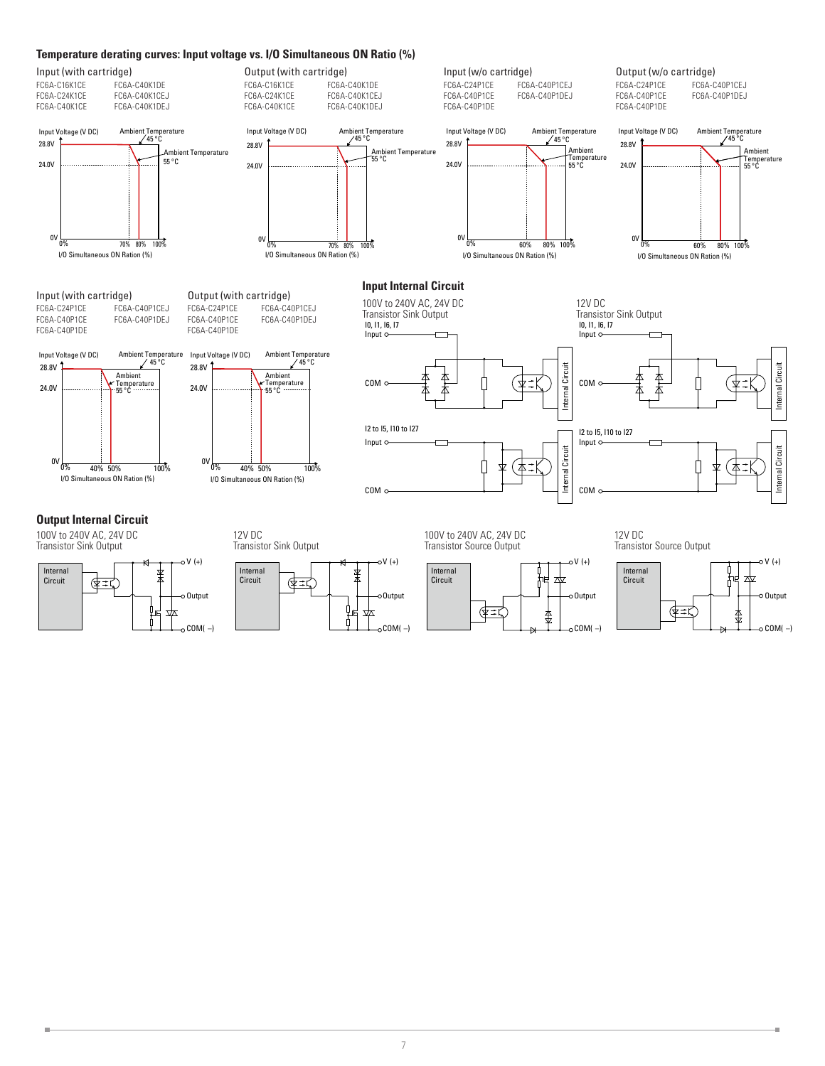## Temperature derating curves: Input voltage vs. I/O Simultaneous ON Ratio (%)

**Input (with cartridge)**

FC6A-C16K1CE FC6A-C40K1DE
FC6A-C24K1CE FC6A-C40K1CEJ
FC6A-C40K1CE FC6A-C40K1DEJ

Input Voltage (V DC)
Ambient Temperature 45 °C
Ambient Temperature 55 °C
28.8V
24.0V
0V
0% 70% 80% 100%
I/O Simultaneous ON Ration (%)

**Output (with cartridge)**

FC6A-C16K1CE FC6A-C40K1DE
FC6A-C24K1CE FC6A-C40K1CEJ
FC6A-C40K1CE FC6A-C40K1DEJ

Input Voltage (V DC)
Ambient Temperature 45 °C
Ambient Temperature 55 °C
28.8V
24.0V
0V
0% 70% 80% 100%
I/O Simultaneous ON Ration (%)

**Input (w/o cartridge)**

FC6A-C24P1CE FC6A-C40P1CEJ
FC6A-C40P1CE FC6A-C40P1DEJ
FC6A-C40P1DE

Input Voltage (V DC)
Ambient Temperature 45 °C
Ambient Temperature 55 °C
28.8V
24.0V
0V
0% 60% 80% 100%
I/O Simultaneous ON Ration (%)

**Output (w/o cartridge)**

FC6A-C24P1CE FC6A-C40P1CEJ
FC6A-C40P1CE FC6A-C40P1DEJ
FC6A-C40P1DE

Input Voltage (V DC)
Ambient Temperature 45 °C
Ambient Temperature 55 °C
28.8V
24.0V
0V
0% 60% 80% 100%
I/O Simultaneous ON Ration (%)

**Input (with cartridge)**

FC6A-C24P1CE FC6A-C40P1CEJ
FC6A-C40P1CE FC6A-C40P1DEJ
FC6A-C40P1DE

Input Voltage (V DC)
Ambient Temperature 45 °C
Ambient Temperature 55 °C
28.8V
24.0V
0V
0% 40% 50% 100%
I/O Simultaneous ON Ration (%)

**Output (with cartridge)**

FC6A-C24P1CE FC6A-C40P1CEJ
FC6A-C40P1CE FC6A-C40P1DEJ
FC6A-C40P1DE

Input Voltage (V DC)
Ambient Temperature 45 °C
Ambient Temperature 55 °C
28.8V
24.0V
0V
0% 40% 50% 100%
I/O Simultaneous ON Ration (%)

## Input Internal Circuit

100V to 240V AC, 24V DC
Transistor Sink Output

I0, I1, I6, I7
Input
COM
Internal Circuit

I2 to I5, I10 to I27
Input
COM
Internal Circuit

12V DC
Transistor Sink Output

I0, I1, I6, I7
Input
COM
Internal Circuit

I2 to I5, I10 to I27
Input
COM
Internal Circuit

## Output Internal Circuit

100V to 240V AC, 24V DC
Transistor Sink Output

Internal Circuit
V (+)
Output
COM(−)

12V DC
Transistor Sink Output

Internal Circuit
V (+)
Output
COM(−)

100V to 240V AC, 24V DC
Transistor Source Output

Internal Circuit
V (+)
Output
COM(−)

12V DC
Transistor Source Output

Internal Circuit
V (+)
Output
COM(−)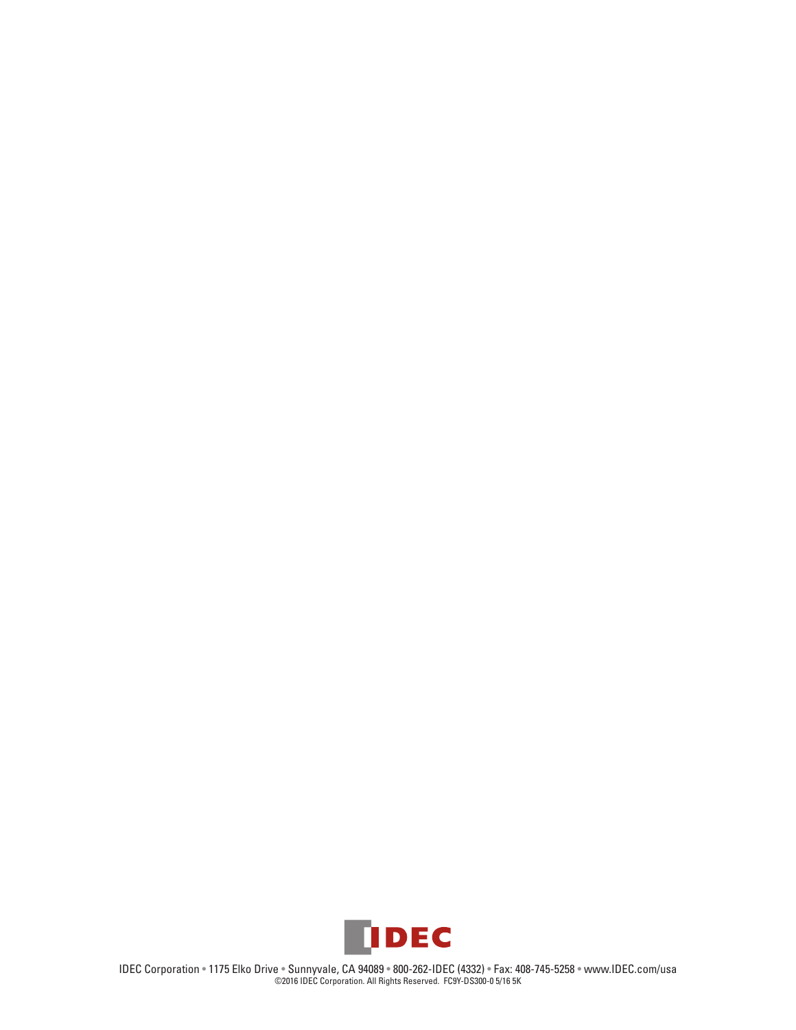IDEC

IDEC Corporation • 1175 Elko Drive • Sunnyvale, CA 94089 • 800-262-IDEC (4332) • Fax: 408-745-5258 • www.IDEC.com/usa

©2016 IDEC Corporation. All Rights Reserved. FC9Y-DS300-0 5/16 5K